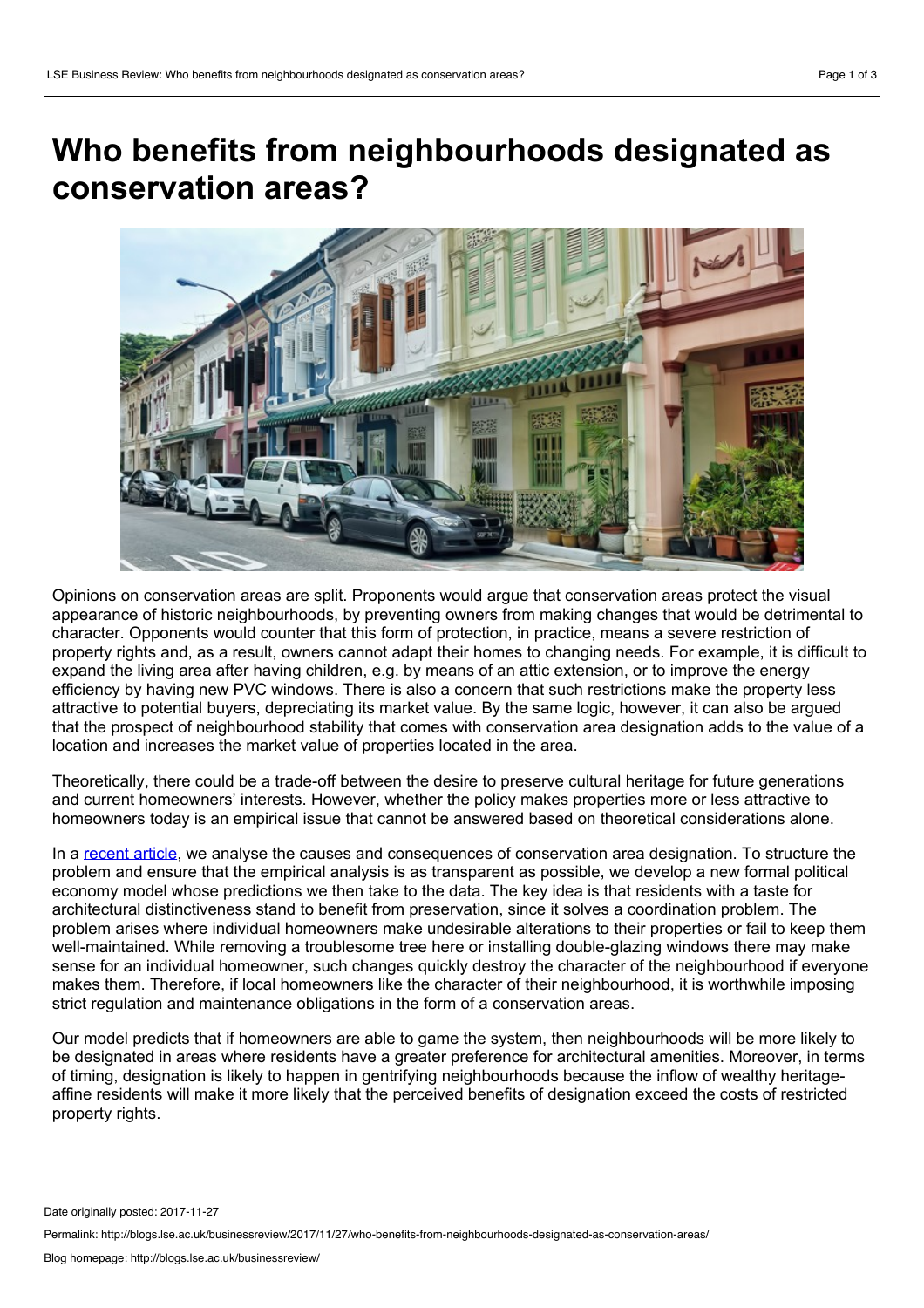# Who benefits from neighbourhoods designated as conservation areas?

Opinions on conservation areas are split. Proponents would argue that conservation areas protect the visual appearance of historic neighbourhoods, by preventing owners from making changes that would be detrimental to character. Opponents would counter that this form of protection, in practice, means a severe restriction of property rights and, as a result, owners cannot adapt their homes to changing needs. For example, it is difficult to expand the living area after having children, e.g. by means of an attic extension, or to improve the energy efficiency by having new PVC windows. There is also a concern that such restrictions make the property less attractive to potential buyers, depreciating its market value. By the same logic, however, it can also be argued that the prospect of neighbourhood stability that comes with conservation area designation adds to the value of a location and increases the market value of properties located in the area.

Theoretically, there could be a trade-off between the desire to preserve cultural heritage for future generations and current homeowners' interests. However, whether the policy makes properties more or less attractive to homeowners today is an empirical issue that cannot be answered based on theoretical considerations alone.

In a recent article, we analyse the causes and consequences of conservation area designation. To structure the problem and ensure that the empirical analysis is as transparent as possible, we develop a new formal political economy model whose predictions we then take to the data. The key idea is that residents with a taste for architectural distinctiveness stand to benefit from preservation, since it solves a coordination problem. The problem arises where individual homeowners make undesirable alterations to their properties or fail to keep them well-maintained. While removing a troublesome tree here or installing double-glazing windows there may make sense for an individual homeowner, such changes quickly destroy the character of the neighbourhood if everyone makes them. Therefore, if local homeowners like the character of their neighbourhood, it is worthwhile imposing strict regulation and maintenance obligations in the form of a conservation areas.

Our model predicts that if homeowners are able to game the system, then neighbourhoods will be more likely to be designated in areas where residents have a greater preference for architectural amenities. Moreover, in terms of timing, designation is likely to happen in gentrifying neighbourhoods because the inflow of wealthy heritage-affine residents will make it more likely that the perceived benefits of designation exceed the costs of restricted property rights.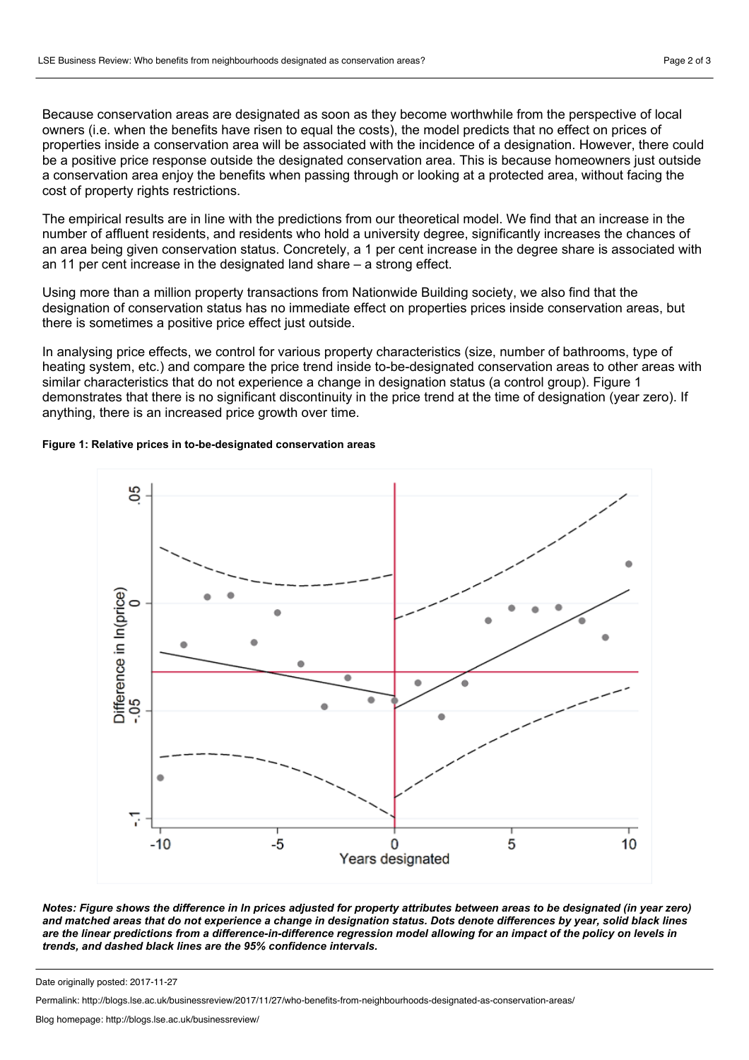Because conservation areas are designated as soon as they become worthwhile from the perspective of local owners (i.e. when the benefits have risen to equal the costs), the model predicts that no effect on prices of properties inside a conservation area will be associated with the incidence of a designation. However, there could be a positive price response outside the designated conservation area. This is because homeowners just outside a conservation area enjoy the benefits when passing through or looking at a protected area, without facing the cost of property rights restrictions.

The empirical results are in line with the predictions from our theoretical model. We find that an increase in the number of affluent residents, and residents who hold a university degree, significantly increases the chances of an area being given conservation status. Concretely, a 1 per cent increase in the degree share is associated with an 11 per cent increase in the designated land share – a strong effect.

Using more than a million property transactions from Nationwide Building society, we also find that the designation of conservation status has no immediate effect on properties prices inside conservation areas, but there is sometimes a positive price effect just outside.

In analysing price effects, we control for various property characteristics (size, number of bathrooms, type of heating system, etc.) and compare the price trend inside to-be-designated conservation areas to other areas with similar characteristics that do not experience a change in designation status (a control group). Figure 1 demonstrates that there is no significant discontinuity in the price trend at the time of designation (year zero). If anything, there is an increased price growth over time.

**Figure 1: Relative prices in to-be-designated conservation areas**

***Notes: Figure shows the difference in ln prices adjusted for property attributes between areas to be designated (in year zero) and matched areas that do not experience a change in designation status. Dots denote differences by year, solid black lines are the linear predictions from a difference-in-difference regression model allowing for an impact of the policy on levels in trends, and dashed black lines are the 95% confidence intervals.***

Date originally posted: 2017-11-27

Permalink: http://blogs.lse.ac.uk/businessreview/2017/11/27/who-benefits-from-neighbourhoods-designated-as-conservation-areas/

Blog homepage: http://blogs.lse.ac.uk/businessreview/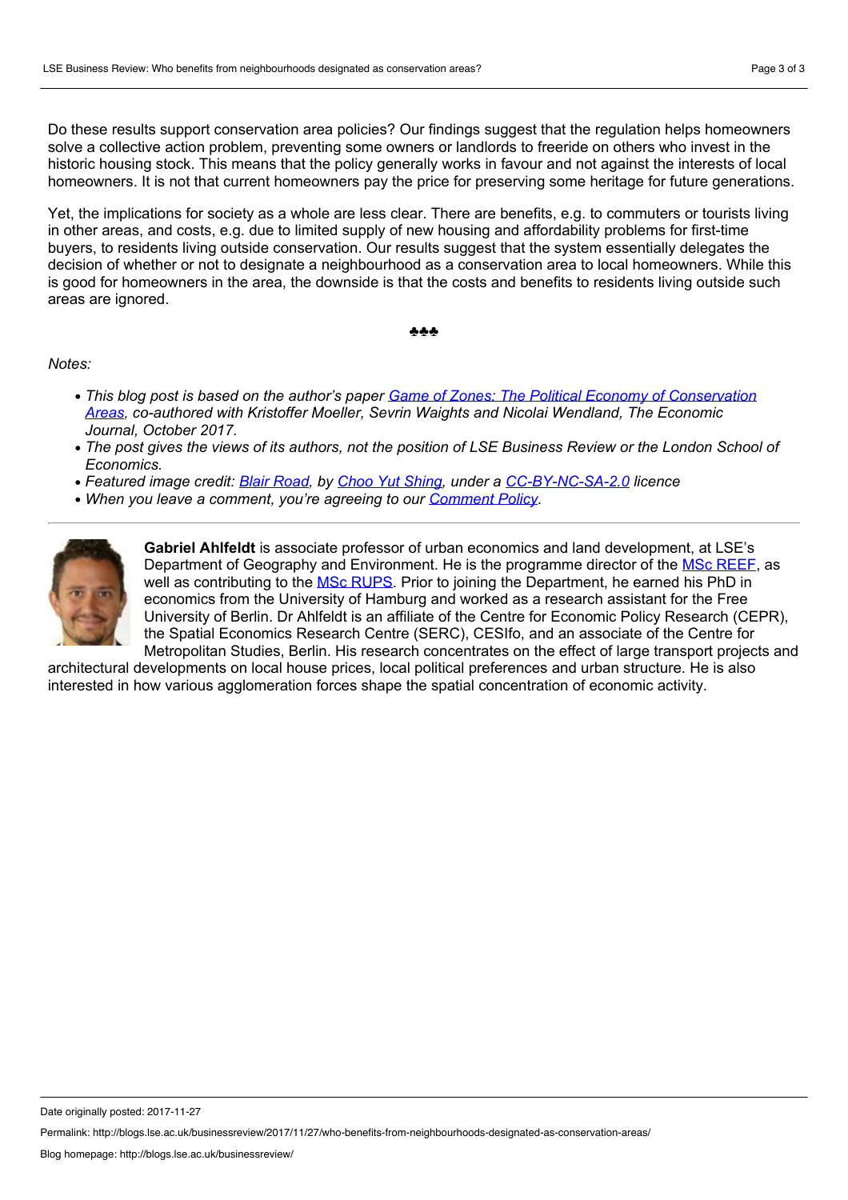Do these results support conservation area policies? Our findings suggest that the regulation helps homeowners solve a collective action problem, preventing some owners or landlords to freeride on others who invest in the historic housing stock. This means that the policy generally works in favour and not against the interests of local homeowners. It is not that current homeowners pay the price for preserving some heritage for future generations.

Yet, the implications for society as a whole are less clear. There are benefits, e.g. to commuters or tourists living in other areas, and costs, e.g. due to limited supply of new housing and affordability problems for first-time buyers, to residents living outside conservation. Our results suggest that the system essentially delegates the decision of whether or not to designate a neighbourhood as a conservation area to local homeowners. While this is good for homeowners in the area, the downside is that the costs and benefits to residents living outside such areas are ignored.

♣♣♣

*Notes:*

- *This blog post is based on the author's paper [Game of Zones: The Political Economy of Conservation Areas](), co-authored with Kristoffer Moeller, Sevrin Waights and Nicolai Wendland, The Economic Journal, October 2017.*
- *The post gives the views of its authors, not the position of LSE Business Review or the London School of Economics.*
- *Featured image credit: [Blair Road](), by [Choo Yut Shing](), under a [CC-BY-NC-SA-2.0]() licence*
- *When you leave a comment, you're agreeing to our [Comment Policy]().*

---

**Gabriel Ahlfeldt** is associate professor of urban economics and land development, at LSE's Department of Geography and Environment. He is the programme director of the [MSc REEF](), as well as contributing to the [MSc RUPS](). Prior to joining the Department, he earned his PhD in economics from the University of Hamburg and worked as a research assistant for the Free University of Berlin. Dr Ahlfeldt is an affiliate of the Centre for Economic Policy Research (CEPR), the Spatial Economics Research Centre (SERC), CESIfo, and an associate of the Centre for Metropolitan Studies, Berlin. His research concentrates on the effect of large transport projects and architectural developments on local house prices, local political preferences and urban structure. He is also interested in how various agglomeration forces shape the spatial concentration of economic activity.

Date originally posted: 2017-11-27

Permalink: http://blogs.lse.ac.uk/businessreview/2017/11/27/who-benefits-from-neighbourhoods-designated-as-conservation-areas/

Blog homepage: http://blogs.lse.ac.uk/businessreview/